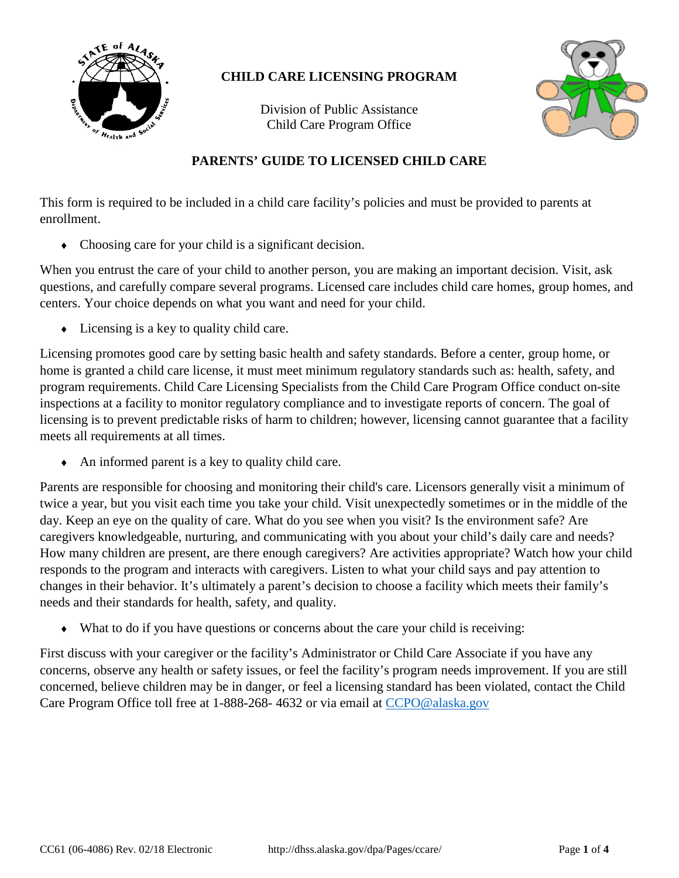# CHILD CARE LICENSING PROGRAM

Division of Public Assistance
Child Care Program Office

## PARENTS' GUIDE TO LICENSED CHILD CARE

This form is required to be included in a child care facility's policies and must be provided to parents at enrollment.

- Choosing care for your child is a significant decision.

When you entrust the care of your child to another person, you are making an important decision. Visit, ask questions, and carefully compare several programs. Licensed care includes child care homes, group homes, and centers. Your choice depends on what you want and need for your child.

- Licensing is a key to quality child care.

Licensing promotes good care by setting basic health and safety standards. Before a center, group home, or home is granted a child care license, it must meet minimum regulatory standards such as: health, safety, and program requirements. Child Care Licensing Specialists from the Child Care Program Office conduct on-site inspections at a facility to monitor regulatory compliance and to investigate reports of concern. The goal of licensing is to prevent predictable risks of harm to children; however, licensing cannot guarantee that a facility meets all requirements at all times.

- An informed parent is a key to quality child care.

Parents are responsible for choosing and monitoring their child's care. Licensors generally visit a minimum of twice a year, but you visit each time you take your child. Visit unexpectedly sometimes or in the middle of the day. Keep an eye on the quality of care. What do you see when you visit? Is the environment safe? Are caregivers knowledgeable, nurturing, and communicating with you about your child's daily care and needs? How many children are present, are there enough caregivers? Are activities appropriate? Watch how your child responds to the program and interacts with caregivers. Listen to what your child says and pay attention to changes in their behavior. It's ultimately a parent's decision to choose a facility which meets their family's needs and their standards for health, safety, and quality.

- What to do if you have questions or concerns about the care your child is receiving:

First discuss with your caregiver or the facility's Administrator or Child Care Associate if you have any concerns, observe any health or safety issues, or feel the facility's program needs improvement. If you are still concerned, believe children may be in danger, or feel a licensing standard has been violated, contact the Child Care Program Office toll free at 1-888-268- 4632 or via email at CCPO@alaska.gov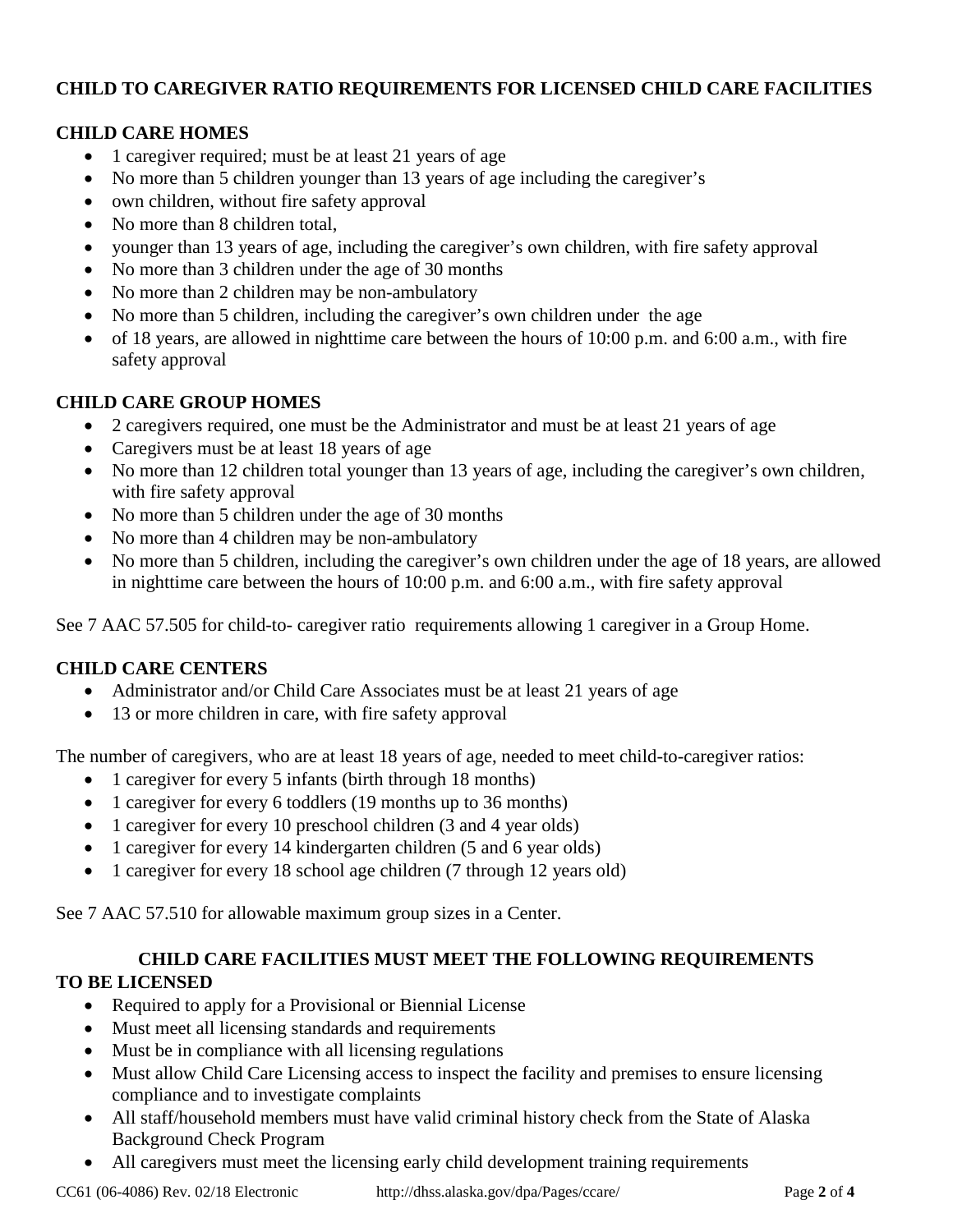## CHILD TO CAREGIVER RATIO REQUIREMENTS FOR LICENSED CHILD CARE FACILITIES

### CHILD CARE HOMES

- 1 caregiver required; must be at least 21 years of age
- No more than 5 children younger than 13 years of age including the caregiver's
- own children, without fire safety approval
- No more than 8 children total,
- younger than 13 years of age, including the caregiver's own children, with fire safety approval
- No more than 3 children under the age of 30 months
- No more than 2 children may be non-ambulatory
- No more than 5 children, including the caregiver's own children under the age
- of 18 years, are allowed in nighttime care between the hours of 10:00 p.m. and 6:00 a.m., with fire safety approval

### CHILD CARE GROUP HOMES

- 2 caregivers required, one must be the Administrator and must be at least 21 years of age
- Caregivers must be at least 18 years of age
- No more than 12 children total younger than 13 years of age, including the caregiver's own children, with fire safety approval
- No more than 5 children under the age of 30 months
- No more than 4 children may be non-ambulatory
- No more than 5 children, including the caregiver's own children under the age of 18 years, are allowed in nighttime care between the hours of 10:00 p.m. and 6:00 a.m., with fire safety approval

See 7 AAC 57.505 for child-to- caregiver ratio requirements allowing 1 caregiver in a Group Home.

### CHILD CARE CENTERS

- Administrator and/or Child Care Associates must be at least 21 years of age
- 13 or more children in care, with fire safety approval

The number of caregivers, who are at least 18 years of age, needed to meet child-to-caregiver ratios:

- 1 caregiver for every 5 infants (birth through 18 months)
- 1 caregiver for every 6 toddlers (19 months up to 36 months)
- 1 caregiver for every 10 preschool children (3 and 4 year olds)
- 1 caregiver for every 14 kindergarten children (5 and 6 year olds)
- 1 caregiver for every 18 school age children (7 through 12 years old)

See 7 AAC 57.510 for allowable maximum group sizes in a Center.

### CHILD CARE FACILITIES MUST MEET THE FOLLOWING REQUIREMENTS TO BE LICENSED

- Required to apply for a Provisional or Biennial License
- Must meet all licensing standards and requirements
- Must be in compliance with all licensing regulations
- Must allow Child Care Licensing access to inspect the facility and premises to ensure licensing compliance and to investigate complaints
- All staff/household members must have valid criminal history check from the State of Alaska Background Check Program
- All caregivers must meet the licensing early child development training requirements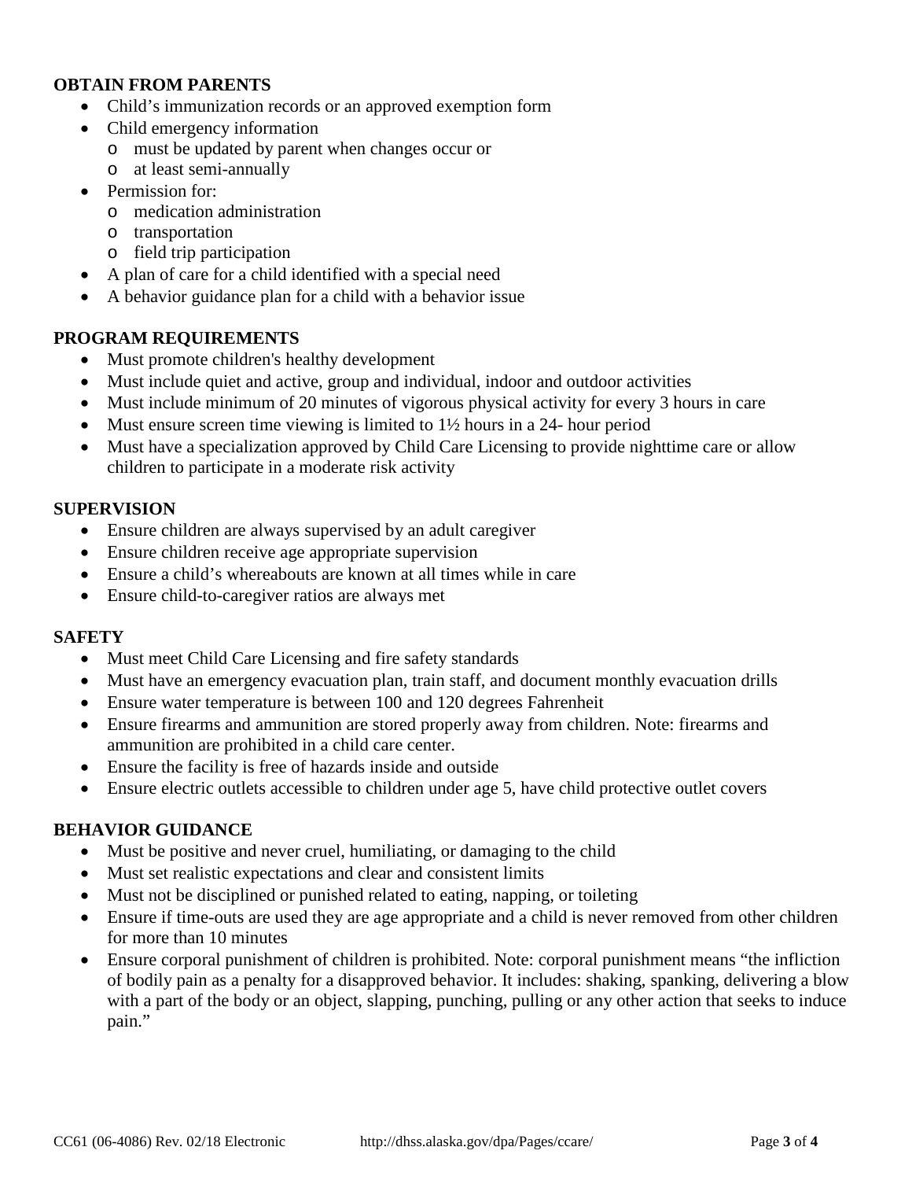**OBTAIN FROM PARENTS**

- Child's immunization records or an approved exemption form
- Child emergency information
  - must be updated by parent when changes occur or
  - at least semi-annually
- Permission for:
  - medication administration
  - transportation
  - field trip participation
- A plan of care for a child identified with a special need
- A behavior guidance plan for a child with a behavior issue

**PROGRAM REQUIREMENTS**

- Must promote children's healthy development
- Must include quiet and active, group and individual, indoor and outdoor activities
- Must include minimum of 20 minutes of vigorous physical activity for every 3 hours in care
- Must ensure screen time viewing is limited to 1½ hours in a 24- hour period
- Must have a specialization approved by Child Care Licensing to provide nighttime care or allow children to participate in a moderate risk activity

**SUPERVISION**

- Ensure children are always supervised by an adult caregiver
- Ensure children receive age appropriate supervision
- Ensure a child's whereabouts are known at all times while in care
- Ensure child-to-caregiver ratios are always met

**SAFETY**

- Must meet Child Care Licensing and fire safety standards
- Must have an emergency evacuation plan, train staff, and document monthly evacuation drills
- Ensure water temperature is between 100 and 120 degrees Fahrenheit
- Ensure firearms and ammunition are stored properly away from children. Note: firearms and ammunition are prohibited in a child care center.
- Ensure the facility is free of hazards inside and outside
- Ensure electric outlets accessible to children under age 5, have child protective outlet covers

**BEHAVIOR GUIDANCE**

- Must be positive and never cruel, humiliating, or damaging to the child
- Must set realistic expectations and clear and consistent limits
- Must not be disciplined or punished related to eating, napping, or toileting
- Ensure if time-outs are used they are age appropriate and a child is never removed from other children for more than 10 minutes
- Ensure corporal punishment of children is prohibited. Note: corporal punishment means "the infliction of bodily pain as a penalty for a disapproved behavior. It includes: shaking, spanking, delivering a blow with a part of the body or an object, slapping, punching, pulling or any other action that seeks to induce pain."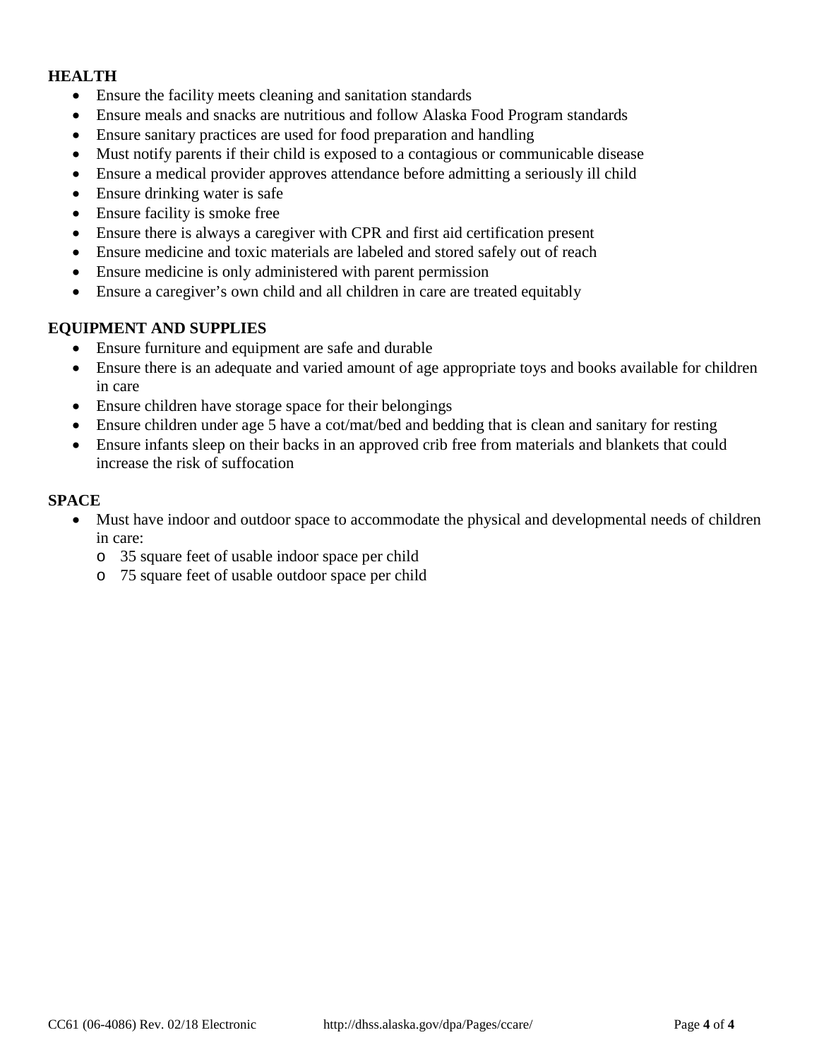**HEALTH**

- Ensure the facility meets cleaning and sanitation standards
- Ensure meals and snacks are nutritious and follow Alaska Food Program standards
- Ensure sanitary practices are used for food preparation and handling
- Must notify parents if their child is exposed to a contagious or communicable disease
- Ensure a medical provider approves attendance before admitting a seriously ill child
- Ensure drinking water is safe
- Ensure facility is smoke free
- Ensure there is always a caregiver with CPR and first aid certification present
- Ensure medicine and toxic materials are labeled and stored safely out of reach
- Ensure medicine is only administered with parent permission
- Ensure a caregiver's own child and all children in care are treated equitably

**EQUIPMENT AND SUPPLIES**

- Ensure furniture and equipment are safe and durable
- Ensure there is an adequate and varied amount of age appropriate toys and books available for children in care
- Ensure children have storage space for their belongings
- Ensure children under age 5 have a cot/mat/bed and bedding that is clean and sanitary for resting
- Ensure infants sleep on their backs in an approved crib free from materials and blankets that could increase the risk of suffocation

**SPACE**

- Must have indoor and outdoor space to accommodate the physical and developmental needs of children in care:
  - 35 square feet of usable indoor space per child
  - 75 square feet of usable outdoor space per child